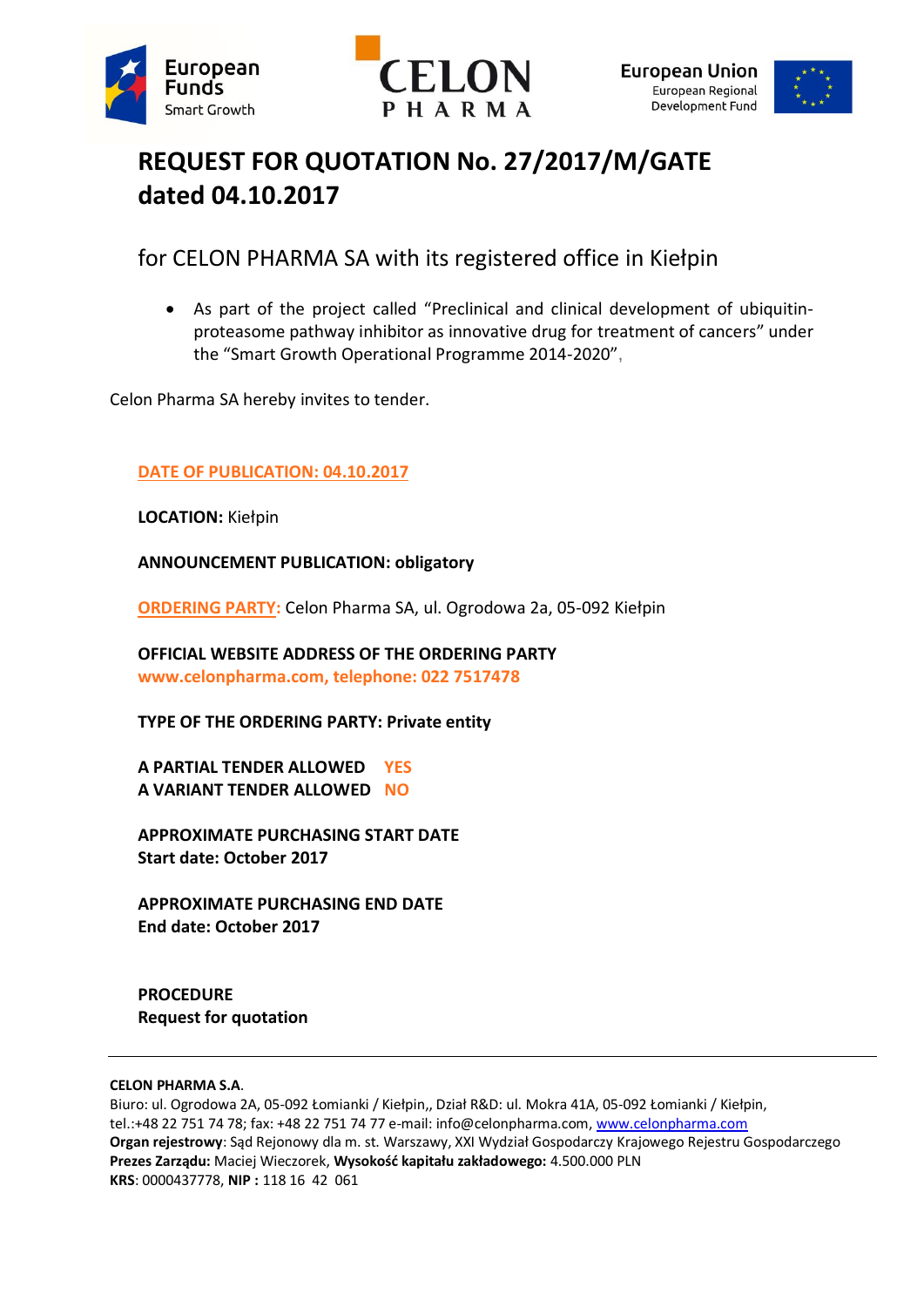# REQUEST FOR QUOTATION No. 27/2017/M/GATE dated 04.10.2017

## for CELON PHARMA SA with its registered office in Kiełpin

- As part of the project called "Preclinical and clinical development of ubiquitin-proteasome pathway inhibitor as innovative drug for treatment of cancers" under the "Smart Growth Operational Programme 2014-2020",

Celon Pharma SA hereby invites to tender.

**DATE OF PUBLICATION: 04.10.2017**

**LOCATION:** Kiełpin

**ANNOUNCEMENT PUBLICATION: obligatory**

**ORDERING PARTY:** Celon Pharma SA, ul. Ogrodowa 2a, 05-092 Kiełpin

**OFFICIAL WEBSITE ADDRESS OF THE ORDERING PARTY**
**www.celonpharma.com, telephone: 022 7517478**

**TYPE OF THE ORDERING PARTY: Private entity**

**A PARTIAL TENDER ALLOWED YES**
**A VARIANT TENDER ALLOWED NO**

**APPROXIMATE PURCHASING START DATE**
**Start date: October 2017**

**APPROXIMATE PURCHASING END DATE**
**End date: October 2017**

**PROCEDURE**
**Request for quotation**

---

**CELON PHARMA S.A.**
Biuro: ul. Ogrodowa 2A, 05-092 Łomianki / Kiełpin,, Dział R&D: ul. Mokra 41A, 05-092 Łomianki / Kiełpin,
tel.:+48 22 751 74 78; fax: +48 22 751 74 77 e-mail: info@celonpharma.com, www.celonpharma.com
**Organ rejestrowy**: Sąd Rejonowy dla m. st. Warszawy, XXI Wydział Gospodarczy Krajowego Rejestru Gospodarczego
**Prezes Zarządu:** Maciej Wieczorek, **Wysokość kapitału zakładowego:** 4.500.000 PLN
**KRS**: 0000437778, **NIP :** 118 16 42 061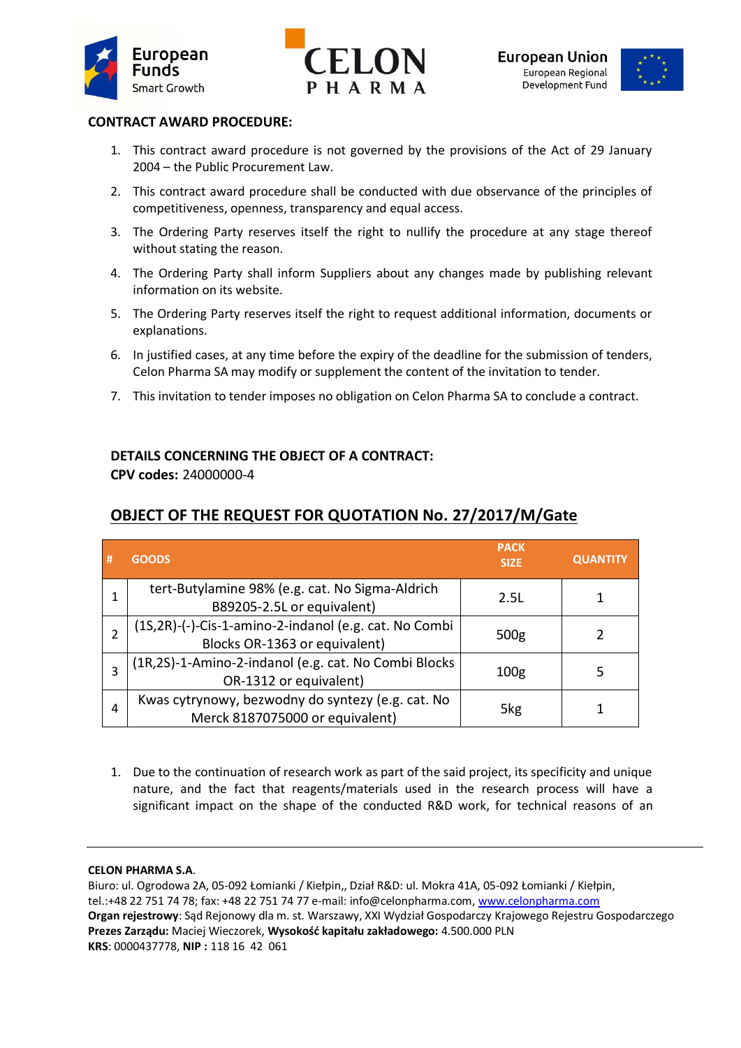**CONTRACT AWARD PROCEDURE:**

1. This contract award procedure is not governed by the provisions of the Act of 29 January 2004 – the Public Procurement Law.
2. This contract award procedure shall be conducted with due observance of the principles of competitiveness, openness, transparency and equal access.
3. The Ordering Party reserves itself the right to nullify the procedure at any stage thereof without stating the reason.
4. The Ordering Party shall inform Suppliers about any changes made by publishing relevant information on its website.
5. The Ordering Party reserves itself the right to request additional information, documents or explanations.
6. In justified cases, at any time before the expiry of the deadline for the submission of tenders, Celon Pharma SA may modify or supplement the content of the invitation to tender.
7. This invitation to tender imposes no obligation on Celon Pharma SA to conclude a contract.

**DETAILS CONCERNING THE OBJECT OF A CONTRACT:**
**CPV codes:** 24000000-4

## OBJECT OF THE REQUEST FOR QUOTATION No. 27/2017/M/Gate

| # | GOODS | PACK SIZE | QUANTITY |
|---|---|---|---|
| 1 | tert-Butylamine 98% (e.g. cat. No Sigma-Aldrich B89205-2.5L or equivalent) | 2.5L | 1 |
| 2 | (1S,2R)-(-)-Cis-1-amino-2-indanol (e.g. cat. No Combi Blocks OR-1363 or equivalent) | 500g | 2 |
| 3 | (1R,2S)-1-Amino-2-indanol (e.g. cat. No Combi Blocks OR-1312 or equivalent) | 100g | 5 |
| 4 | Kwas cytrynowy, bezwodny do syntezy (e.g. cat. No Merck 8187075000 or equivalent) | 5kg | 1 |

1. Due to the continuation of research work as part of the said project, its specificity and unique nature, and the fact that reagents/materials used in the research process will have a significant impact on the shape of the conducted R&D work, for technical reasons of an

**CELON PHARMA S.A.**
Biuro: ul. Ogrodowa 2A, 05-092 Łomianki / Kiełpin,, Dział R&D: ul. Mokra 41A, 05-092 Łomianki / Kiełpin,
tel.:+48 22 751 74 78; fax: +48 22 751 74 77 e-mail: info@celonpharma.com, www.celonpharma.com
**Organ rejestrowy**: Sąd Rejonowy dla m. st. Warszawy, XXI Wydział Gospodarczy Krajowego Rejestru Gospodarczego
**Prezes Zarządu:** Maciej Wieczorek, **Wysokość kapitału zakładowego:** 4.500.000 PLN
**KRS**: 0000437778, **NIP :** 118 16 42 061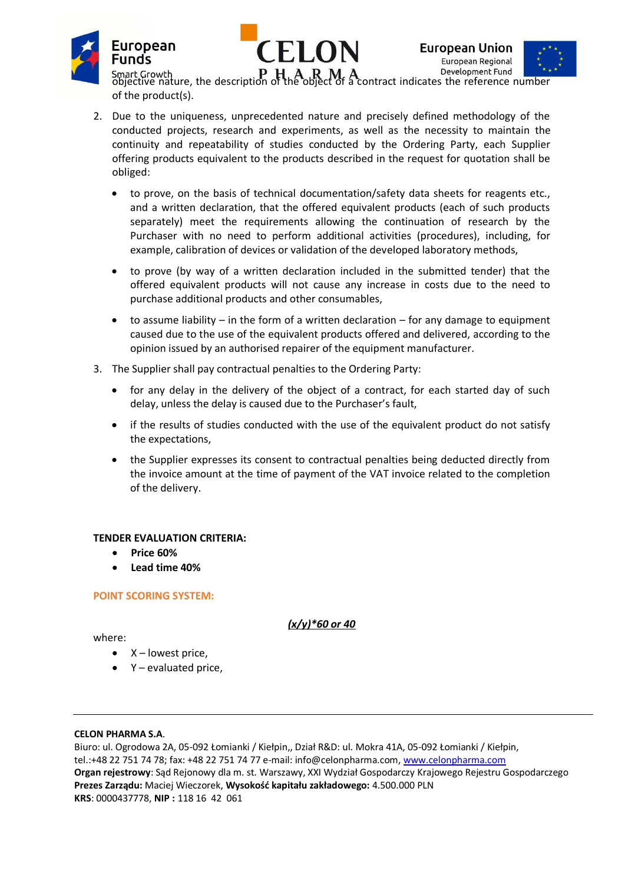objective nature, the description of the object of a contract indicates the reference number of the product(s).

2. Due to the uniqueness, unprecedented nature and precisely defined methodology of the conducted projects, research and experiments, as well as the necessity to maintain the continuity and repeatability of studies conducted by the Ordering Party, each Supplier offering products equivalent to the products described in the request for quotation shall be obliged:

   - to prove, on the basis of technical documentation/safety data sheets for reagents etc., and a written declaration, that the offered equivalent products (each of such products separately) meet the requirements allowing the continuation of research by the Purchaser with no need to perform additional activities (procedures), including, for example, calibration of devices or validation of the developed laboratory methods,
   - to prove (by way of a written declaration included in the submitted tender) that the offered equivalent products will not cause any increase in costs due to the need to purchase additional products and other consumables,
   - to assume liability – in the form of a written declaration – for any damage to equipment caused due to the use of the equivalent products offered and delivered, according to the opinion issued by an authorised repairer of the equipment manufacturer.

3. The Supplier shall pay contractual penalties to the Ordering Party:

   - for any delay in the delivery of the object of a contract, for each started day of such delay, unless the delay is caused due to the Purchaser's fault,
   - if the results of studies conducted with the use of the equivalent product do not satisfy the expectations,
   - the Supplier expresses its consent to contractual penalties being deducted directly from the invoice amount at the time of payment of the VAT invoice related to the completion of the delivery.

**TENDER EVALUATION CRITERIA:**

- **Price 60%**
- **Lead time 40%**

**POINT SCORING SYSTEM:**

***(x/y)\*60 or 40***

where:

- X – lowest price,
- Y – evaluated price,

**CELON PHARMA S.A.**
Biuro: ul. Ogrodowa 2A, 05-092 Łomianki / Kiełpin,, Dział R&D: ul. Mokra 41A, 05-092 Łomianki / Kiełpin,
tel.:+48 22 751 74 78; fax: +48 22 751 74 77 e-mail: info@celonpharma.com, www.celonpharma.com
**Organ rejestrowy**: Sąd Rejonowy dla m. st. Warszawy, XXI Wydział Gospodarczy Krajowego Rejestru Gospodarczego
**Prezes Zarządu:** Maciej Wieczorek, **Wysokość kapitału zakładowego:** 4.500.000 PLN
**KRS**: 0000437778, **NIP :** 118 16 42 061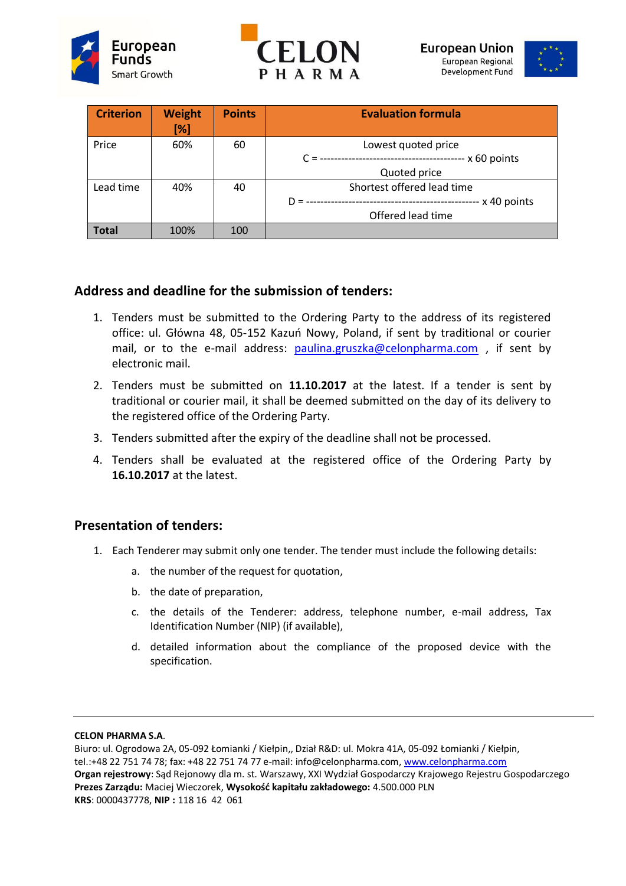| Criterion | Weight [%] | Points | Evaluation formula |
|---|---|---|---|
| Price | 60% | 60 | $C = \frac{\text{Lowest quoted price}}{\text{Quoted price}} \times 60 \text{ points}$ |
| Lead time | 40% | 40 | $D = \frac{\text{Shortest offered lead time}}{\text{Offered lead time}} \times 40 \text{ points}$ |
| **Total** | 100% | 100 | |

## Address and deadline for the submission of tenders:

1. Tenders must be submitted to the Ordering Party to the address of its registered office: ul. Główna 48, 05-152 Kazuń Nowy, Poland, if sent by traditional or courier mail, or to the e-mail address: paulina.gruszka@celonpharma.com , if sent by electronic mail.
2. Tenders must be submitted on **11.10.2017** at the latest. If a tender is sent by traditional or courier mail, it shall be deemed submitted on the day of its delivery to the registered office of the Ordering Party.
3. Tenders submitted after the expiry of the deadline shall not be processed.
4. Tenders shall be evaluated at the registered office of the Ordering Party by **16.10.2017** at the latest.

## Presentation of tenders:

1. Each Tenderer may submit only one tender. The tender must include the following details:
   a. the number of the request for quotation,
   b. the date of preparation,
   c. the details of the Tenderer: address, telephone number, e-mail address, Tax Identification Number (NIP) (if available),
   d. detailed information about the compliance of the proposed device with the specification.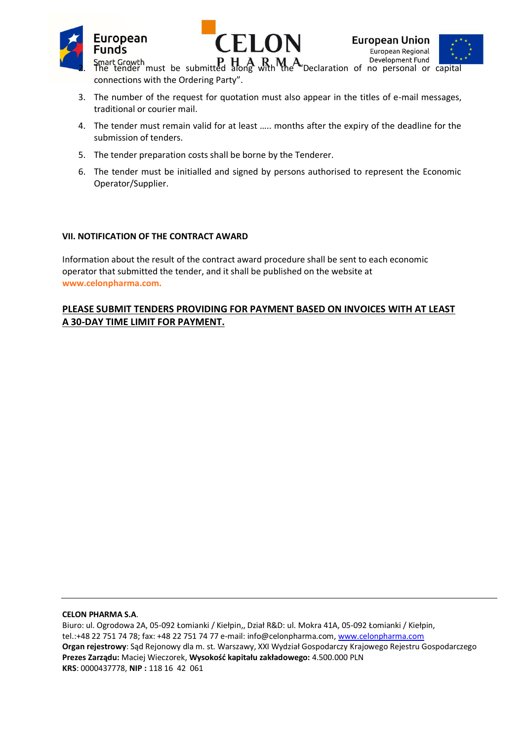2. The tender must be submitted along with the "Declaration of no personal or capital connections with the Ordering Party".
3. The number of the request for quotation must also appear in the titles of e-mail messages, traditional or courier mail.
4. The tender must remain valid for at least ….. months after the expiry of the deadline for the submission of tenders.
5. The tender preparation costs shall be borne by the Tenderer.
6. The tender must be initialled and signed by persons authorised to represent the Economic Operator/Supplier.

**VII. NOTIFICATION OF THE CONTRACT AWARD**

Information about the result of the contract award procedure shall be sent to each economic operator that submitted the tender, and it shall be published on the website at **www.celonpharma.com.**

**PLEASE SUBMIT TENDERS PROVIDING FOR PAYMENT BASED ON INVOICES WITH AT LEAST A 30-DAY TIME LIMIT FOR PAYMENT.**